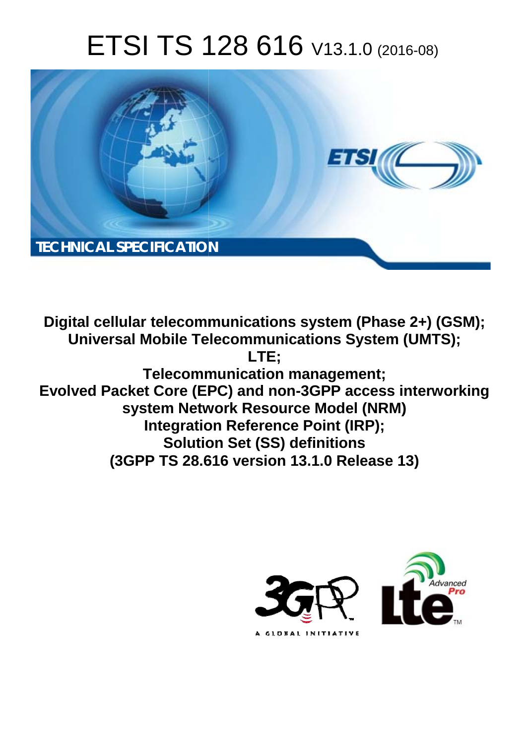# ETSI TS 128 616 V13.1.0 (2016-08)

TECHNICAL SPECIFICATION

**Digital cellular telecommunications system (Phase 2+) (GSM); Universal Mobile Telecommunications System (UMTS); LTE; Telecommunication management; Evolved Packet Core (EPC) and non-3GPP access interworking system Network Resource Model (NRM) Integration Reference Point (IRP); Solution Set (SS) definitions (3GPP TS 28.616 version 13.1.0 Release 13)**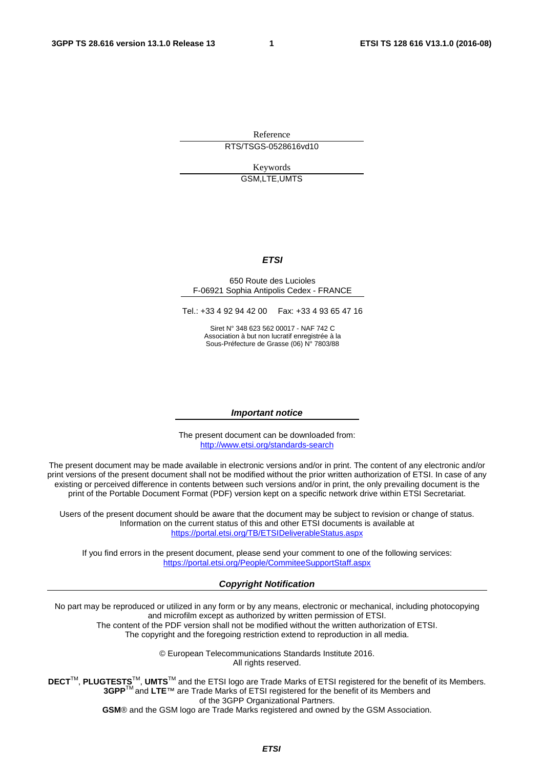Reference

RTS/TSGS-0528616vd10

Keywords

GSM,LTE,UMTS

***ETSI***

650 Route des Lucioles
F-06921 Sophia Antipolis Cedex - FRANCE

Tel.: +33 4 92 94 42 00 Fax: +33 4 93 65 47 16

Siret N° 348 623 562 00017 - NAF 742 C
Association à but non lucratif enregistrée à la
Sous-Préfecture de Grasse (06) N° 7803/88

***Important notice***

The present document can be downloaded from:
http://www.etsi.org/standards-search

The present document may be made available in electronic versions and/or in print. The content of any electronic and/or print versions of the present document shall not be modified without the prior written authorization of ETSI. In case of any existing or perceived difference in contents between such versions and/or in print, the only prevailing document is the print of the Portable Document Format (PDF) version kept on a specific network drive within ETSI Secretariat.

Users of the present document should be aware that the document may be subject to revision or change of status. Information on the current status of this and other ETSI documents is available at
https://portal.etsi.org/TB/ETSIDeliverableStatus.aspx

If you find errors in the present document, please send your comment to one of the following services:
https://portal.etsi.org/People/CommiteeSupportStaff.aspx

***Copyright Notification***

No part may be reproduced or utilized in any form or by any means, electronic or mechanical, including photocopying and microfilm except as authorized by written permission of ETSI.
The content of the PDF version shall not be modified without the written authorization of ETSI.
The copyright and the foregoing restriction extend to reproduction in all media.

© European Telecommunications Standards Institute 2016.
All rights reserved.

**DECT**™, **PLUGTESTS**™, **UMTS**™ and the ETSI logo are Trade Marks of ETSI registered for the benefit of its Members.
**3GPP**™ and **LTE**™ are Trade Marks of ETSI registered for the benefit of its Members and of the 3GPP Organizational Partners.
**GSM**® and the GSM logo are Trade Marks registered and owned by the GSM Association.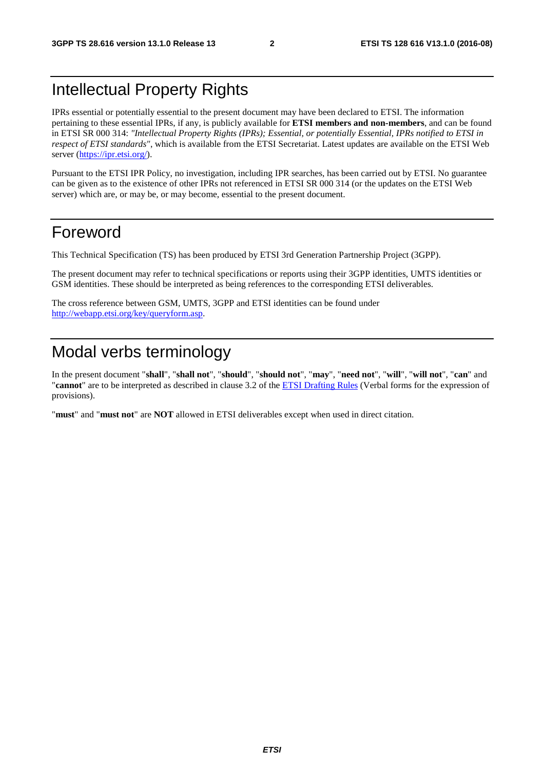# Intellectual Property Rights

IPRs essential or potentially essential to the present document may have been declared to ETSI. The information pertaining to these essential IPRs, if any, is publicly available for **ETSI members and non-members**, and can be found in ETSI SR 000 314: *"Intellectual Property Rights (IPRs); Essential, or potentially Essential, IPRs notified to ETSI in respect of ETSI standards"*, which is available from the ETSI Secretariat. Latest updates are available on the ETSI Web server (https://ipr.etsi.org/).

Pursuant to the ETSI IPR Policy, no investigation, including IPR searches, has been carried out by ETSI. No guarantee can be given as to the existence of other IPRs not referenced in ETSI SR 000 314 (or the updates on the ETSI Web server) which are, or may be, or may become, essential to the present document.

# Foreword

This Technical Specification (TS) has been produced by ETSI 3rd Generation Partnership Project (3GPP).

The present document may refer to technical specifications or reports using their 3GPP identities, UMTS identities or GSM identities. These should be interpreted as being references to the corresponding ETSI deliverables.

The cross reference between GSM, UMTS, 3GPP and ETSI identities can be found under http://webapp.etsi.org/key/queryform.asp.

# Modal verbs terminology

In the present document "**shall**", "**shall not**", "**should**", "**should not**", "**may**", "**need not**", "**will**", "**will not**", "**can**" and "**cannot**" are to be interpreted as described in clause 3.2 of the ETSI Drafting Rules (Verbal forms for the expression of provisions).

"**must**" and "**must not**" are **NOT** allowed in ETSI deliverables except when used in direct citation.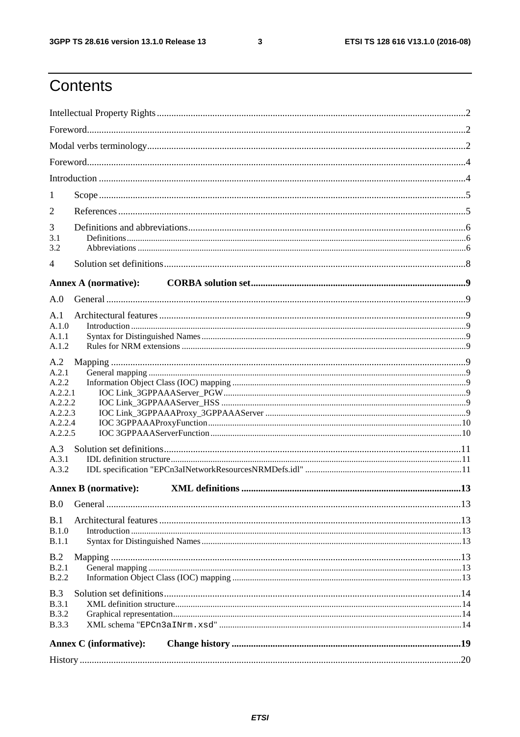# Contents

Intellectual Property Rights ..... 2

Foreword..... 2

Modal verbs terminology..... 2

Foreword..... 4

Introduction ..... 4

1 Scope..... 5

2 References ..... 5

3 Definitions and abbreviations..... 6

3.1 Definitions..... 6

3.2 Abbreviations ..... 6

4 Solution set definitions..... 8

**Annex A (normative): CORBA solution set..... 9**

A.0 General ..... 9

A.1 Architectural features ..... 9

A.1.0 Introduction ..... 9

A.1.1 Syntax for Distinguished Names ..... 9

A.1.2 Rules for NRM extensions ..... 9

A.2 Mapping ..... 9

A.2.1 General mapping ..... 9

A.2.2 Information Object Class (IOC) mapping ..... 9

A.2.2.1 IOC Link_3GPPAAAServer_PGW..... 9

A.2.2.2 IOC Link_3GPPAAAServer_HSS ..... 9

A.2.2.3 IOC Link_3GPPAAAProxy_3GPPAAAServer ..... 9

A.2.2.4 IOC 3GPPAAAProxyFunction..... 10

A.2.2.5 IOC 3GPPAAAServerFunction..... 10

A.3 Solution set definitions..... 11

A.3.1 IDL definition structure..... 11

A.3.2 IDL specification "EPCn3aINetworkResourcesNRMDefs.idl" ..... 11

**Annex B (normative): XML definitions ..... 13**

B.0 General ..... 13

B.1 Architectural features ..... 13

B.1.0 Introduction ..... 13

B.1.1 Syntax for Distinguished Names..... 13

B.2 Mapping ..... 13

B.2.1 General mapping ..... 13

B.2.2 Information Object Class (IOC) mapping ..... 13

B.3 Solution set definitions..... 14

B.3.1 XML definition structure..... 14

B.3.2 Graphical representation..... 14

B.3.3 XML schema "EPCn3aINrm.xsd" ..... 14

**Annex C (informative): Change history ..... 19**

History ..... 20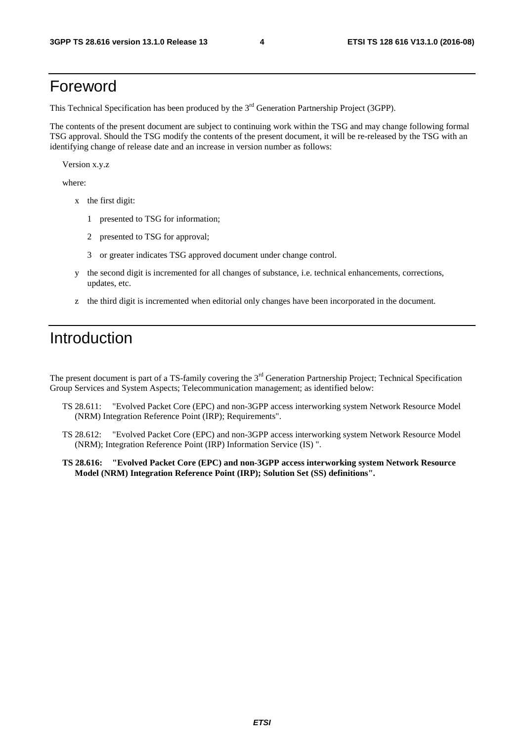# Foreword

This Technical Specification has been produced by the 3rd Generation Partnership Project (3GPP).

The contents of the present document are subject to continuing work within the TSG and may change following formal TSG approval. Should the TSG modify the contents of the present document, it will be re-released by the TSG with an identifying change of release date and an increase in version number as follows:

Version x.y.z

where:

- x the first digit:
  - 1 presented to TSG for information;
  - 2 presented to TSG for approval;
  - 3 or greater indicates TSG approved document under change control.
- y the second digit is incremented for all changes of substance, i.e. technical enhancements, corrections, updates, etc.
- z the third digit is incremented when editorial only changes have been incorporated in the document.

# Introduction

The present document is part of a TS-family covering the 3rd Generation Partnership Project; Technical Specification Group Services and System Aspects; Telecommunication management; as identified below:

TS 28.611: "Evolved Packet Core (EPC) and non-3GPP access interworking system Network Resource Model (NRM) Integration Reference Point (IRP); Requirements".

TS 28.612: "Evolved Packet Core (EPC) and non-3GPP access interworking system Network Resource Model (NRM); Integration Reference Point (IRP) Information Service (IS) ".

**TS 28.616: "Evolved Packet Core (EPC) and non-3GPP access interworking system Network Resource Model (NRM) Integration Reference Point (IRP); Solution Set (SS) definitions".**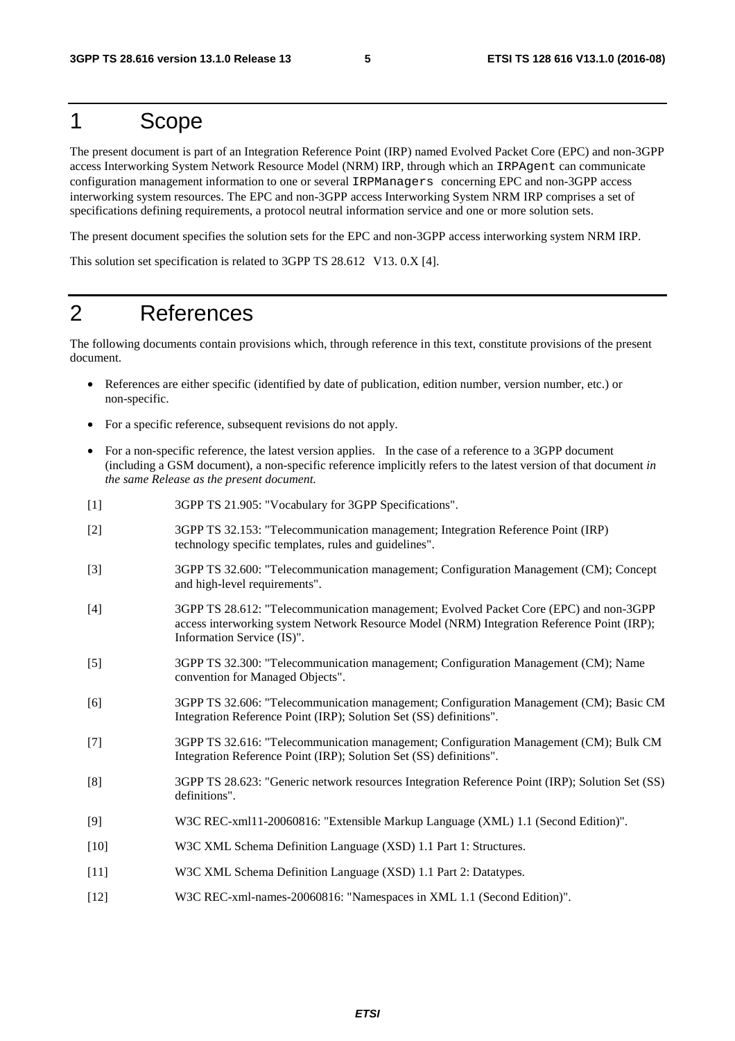# 1 Scope

The present document is part of an Integration Reference Point (IRP) named Evolved Packet Core (EPC) and non-3GPP access Interworking System Network Resource Model (NRM) IRP, through which an `IRPAgent` can communicate configuration management information to one or several `IRPManagers` concerning EPC and non-3GPP access interworking system resources. The EPC and non-3GPP access Interworking System NRM IRP comprises a set of specifications defining requirements, a protocol neutral information service and one or more solution sets.

The present document specifies the solution sets for the EPC and non-3GPP access interworking system NRM IRP.

This solution set specification is related to 3GPP TS 28.612 V13. 0.X [4].

# 2 References

The following documents contain provisions which, through reference in this text, constitute provisions of the present document.

- References are either specific (identified by date of publication, edition number, version number, etc.) or non-specific.
- For a specific reference, subsequent revisions do not apply.
- For a non-specific reference, the latest version applies. In the case of a reference to a 3GPP document (including a GSM document), a non-specific reference implicitly refers to the latest version of that document *in the same Release as the present document.*

[1] 3GPP TS 21.905: "Vocabulary for 3GPP Specifications".

[2] 3GPP TS 32.153: "Telecommunication management; Integration Reference Point (IRP) technology specific templates, rules and guidelines".

[3] 3GPP TS 32.600: "Telecommunication management; Configuration Management (CM); Concept and high-level requirements".

[4] 3GPP TS 28.612: "Telecommunication management; Evolved Packet Core (EPC) and non-3GPP access interworking system Network Resource Model (NRM) Integration Reference Point (IRP); Information Service (IS)".

[5] 3GPP TS 32.300: "Telecommunication management; Configuration Management (CM); Name convention for Managed Objects".

[6] 3GPP TS 32.606: "Telecommunication management; Configuration Management (CM); Basic CM Integration Reference Point (IRP); Solution Set (SS) definitions".

[7] 3GPP TS 32.616: "Telecommunication management; Configuration Management (CM); Bulk CM Integration Reference Point (IRP); Solution Set (SS) definitions".

[8] 3GPP TS 28.623: "Generic network resources Integration Reference Point (IRP); Solution Set (SS) definitions".

[9] W3C REC-xml11-20060816: "Extensible Markup Language (XML) 1.1 (Second Edition)".

[10] W3C XML Schema Definition Language (XSD) 1.1 Part 1: Structures.

[11] W3C XML Schema Definition Language (XSD) 1.1 Part 2: Datatypes.

[12] W3C REC-xml-names-20060816: "Namespaces in XML 1.1 (Second Edition)".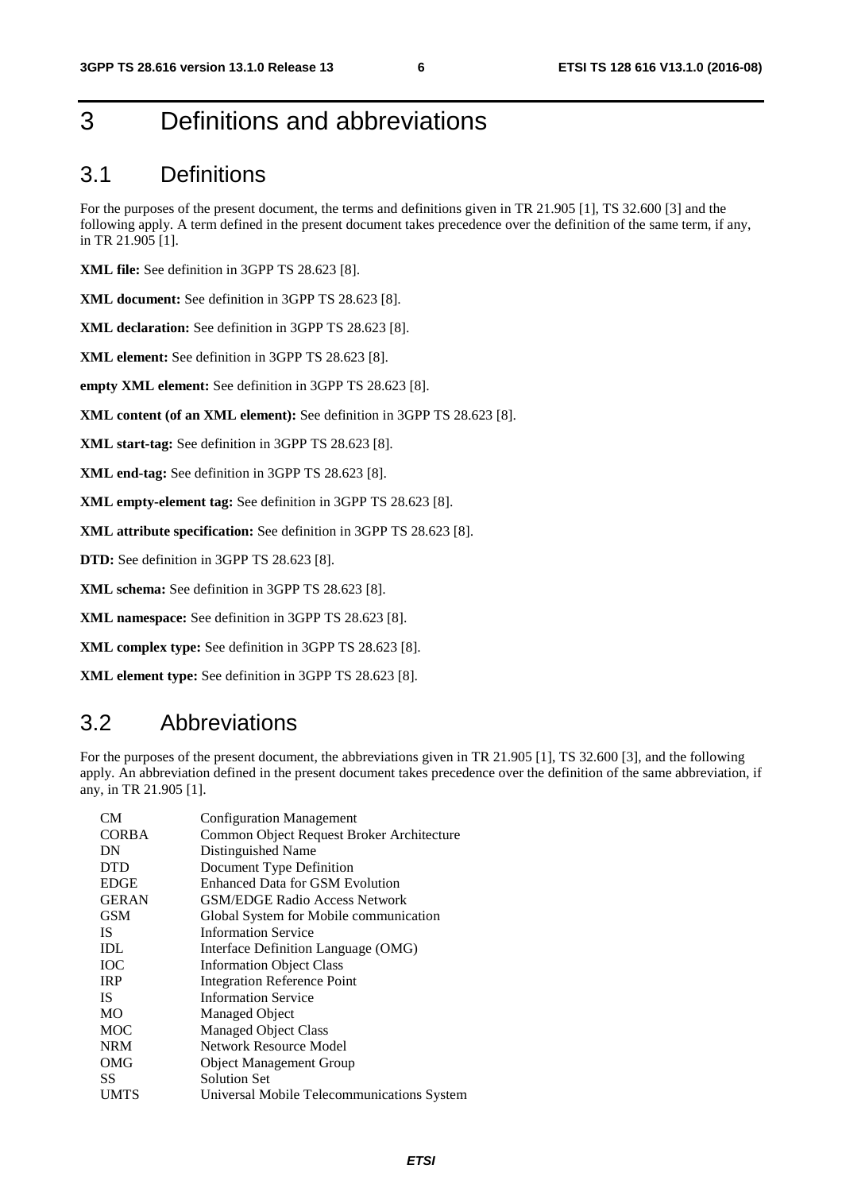# 3 Definitions and abbreviations

## 3.1 Definitions

For the purposes of the present document, the terms and definitions given in TR 21.905 [1], TS 32.600 [3] and the following apply. A term defined in the present document takes precedence over the definition of the same term, if any, in TR 21.905 [1].

**XML file:** See definition in 3GPP TS 28.623 [8].

**XML document:** See definition in 3GPP TS 28.623 [8].

**XML declaration:** See definition in 3GPP TS 28.623 [8].

**XML element:** See definition in 3GPP TS 28.623 [8].

**empty XML element:** See definition in 3GPP TS 28.623 [8].

**XML content (of an XML element):** See definition in 3GPP TS 28.623 [8].

**XML start-tag:** See definition in 3GPP TS 28.623 [8].

**XML end-tag:** See definition in 3GPP TS 28.623 [8].

**XML empty-element tag:** See definition in 3GPP TS 28.623 [8].

**XML attribute specification:** See definition in 3GPP TS 28.623 [8].

**DTD:** See definition in 3GPP TS 28.623 [8].

**XML schema:** See definition in 3GPP TS 28.623 [8].

**XML namespace:** See definition in 3GPP TS 28.623 [8].

**XML complex type:** See definition in 3GPP TS 28.623 [8].

**XML element type:** See definition in 3GPP TS 28.623 [8].

## 3.2 Abbreviations

For the purposes of the present document, the abbreviations given in TR 21.905 [1], TS 32.600 [3], and the following apply. An abbreviation defined in the present document takes precedence over the definition of the same abbreviation, if any, in TR 21.905 [1].

| | |
|---|---|
| CM | Configuration Management |
| CORBA | Common Object Request Broker Architecture |
| DN | Distinguished Name |
| DTD | Document Type Definition |
| EDGE | Enhanced Data for GSM Evolution |
| GERAN | GSM/EDGE Radio Access Network |
| GSM | Global System for Mobile communication |
| IS | Information Service |
| IDL | Interface Definition Language (OMG) |
| IOC | Information Object Class |
| IRP | Integration Reference Point |
| IS | Information Service |
| MO | Managed Object |
| MOC | Managed Object Class |
| NRM | Network Resource Model |
| OMG | Object Management Group |
| SS | Solution Set |
| UMTS | Universal Mobile Telecommunications System |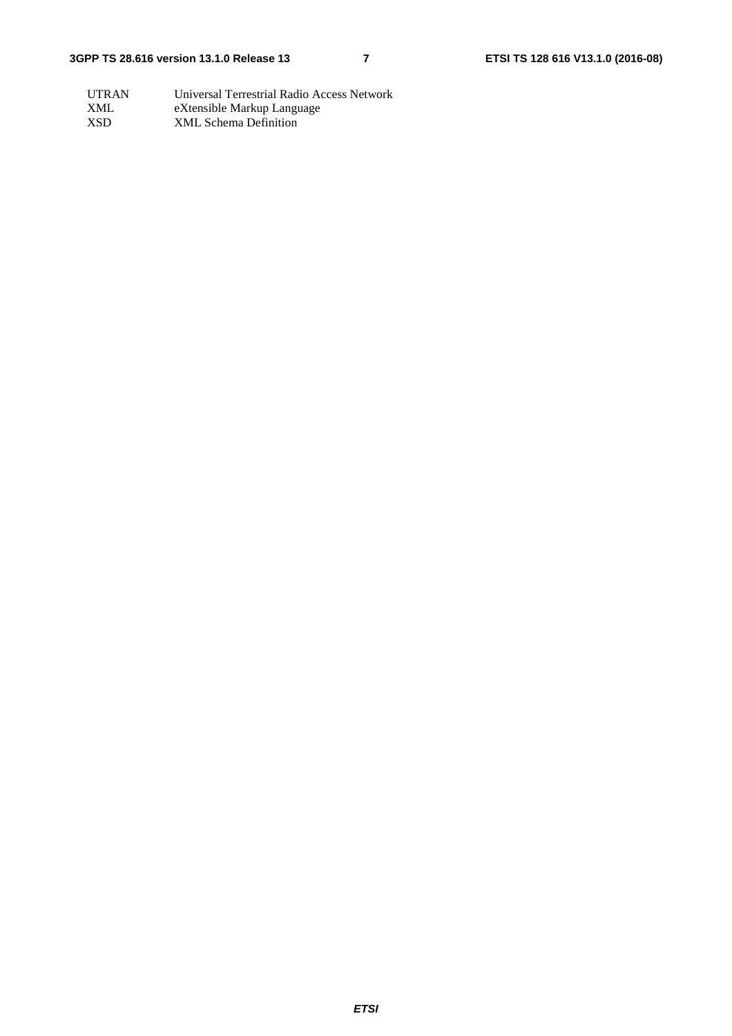UTRAN	Universal Terrestrial Radio Access Network
XML	eXtensible Markup Language
XSD	XML Schema Definition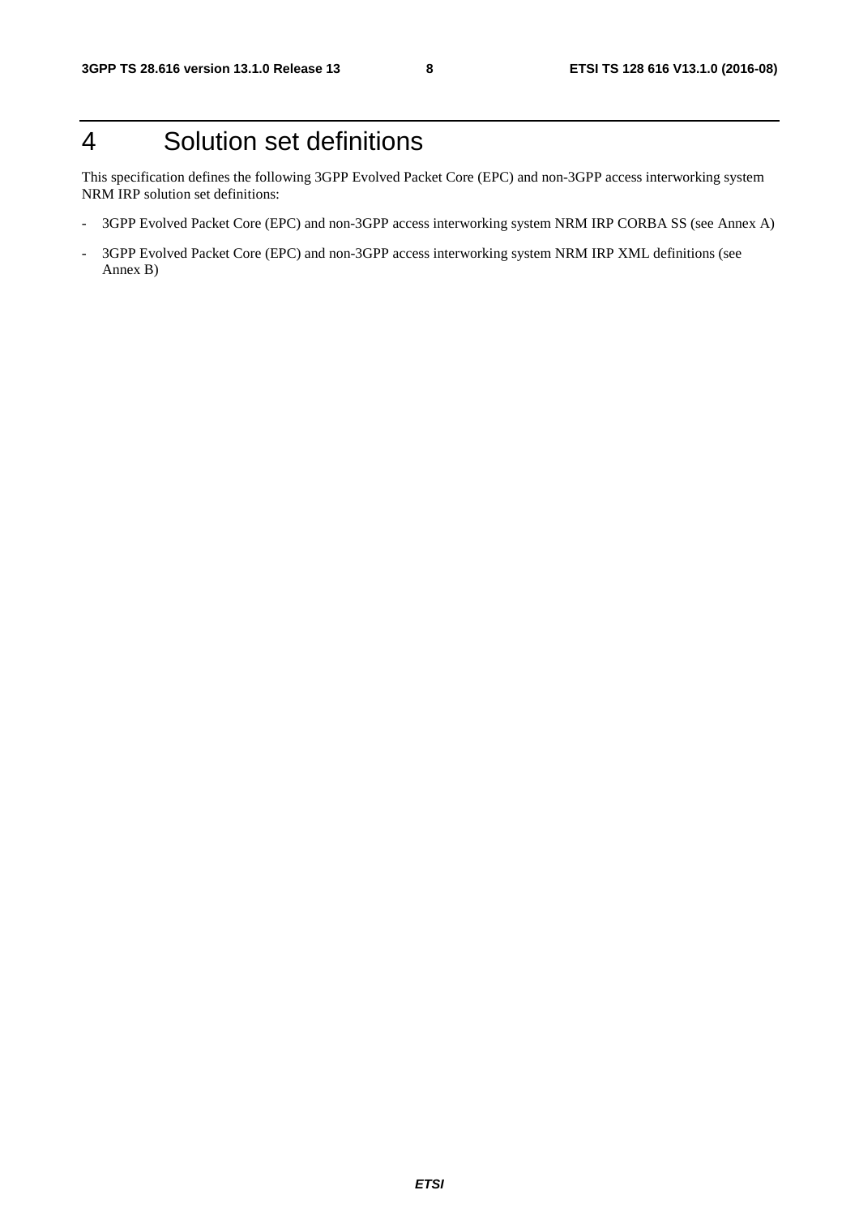# 4 Solution set definitions

This specification defines the following 3GPP Evolved Packet Core (EPC) and non-3GPP access interworking system NRM IRP solution set definitions:

- 3GPP Evolved Packet Core (EPC) and non-3GPP access interworking system NRM IRP CORBA SS (see Annex A)
- 3GPP Evolved Packet Core (EPC) and non-3GPP access interworking system NRM IRP XML definitions (see Annex B)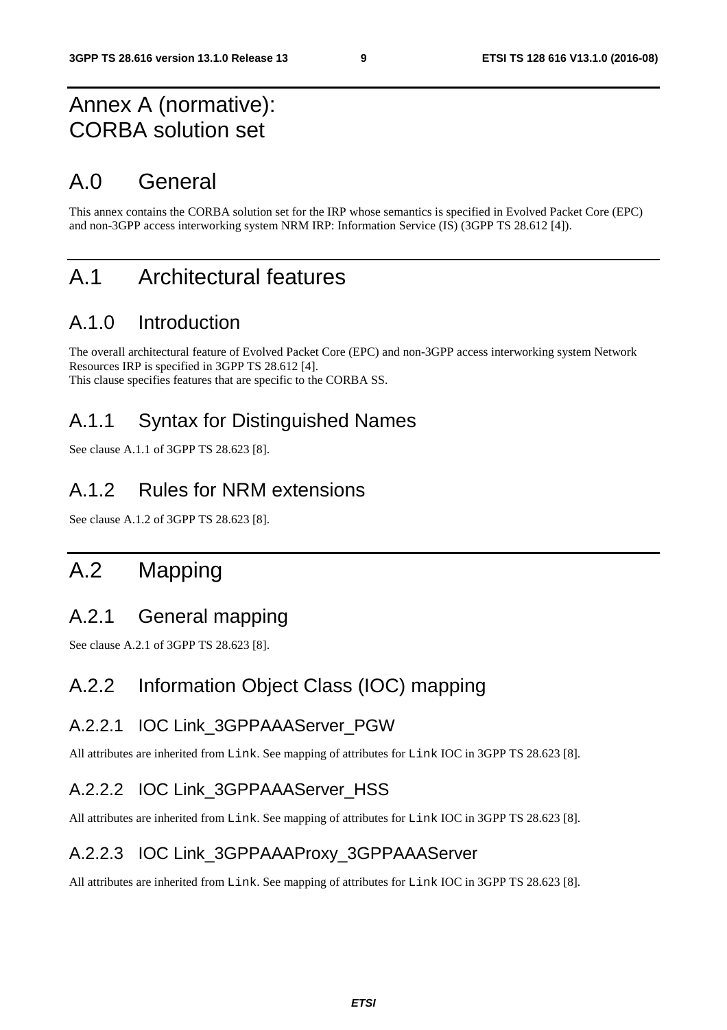# Annex A (normative): CORBA solution set

# A.0 General

This annex contains the CORBA solution set for the IRP whose semantics is specified in Evolved Packet Core (EPC) and non-3GPP access interworking system NRM IRP: Information Service (IS) (3GPP TS 28.612 [4]).

# A.1 Architectural features

## A.1.0 Introduction

The overall architectural feature of Evolved Packet Core (EPC) and non-3GPP access interworking system Network Resources IRP is specified in 3GPP TS 28.612 [4].
This clause specifies features that are specific to the CORBA SS.

## A.1.1 Syntax for Distinguished Names

See clause A.1.1 of 3GPP TS 28.623 [8].

## A.1.2 Rules for NRM extensions

See clause A.1.2 of 3GPP TS 28.623 [8].

# A.2 Mapping

## A.2.1 General mapping

See clause A.2.1 of 3GPP TS 28.623 [8].

## A.2.2 Information Object Class (IOC) mapping

### A.2.2.1 IOC Link_3GPPAAAServer_PGW

All attributes are inherited from `Link`. See mapping of attributes for `Link` IOC in 3GPP TS 28.623 [8].

### A.2.2.2 IOC Link_3GPPAAAServer_HSS

All attributes are inherited from `Link`. See mapping of attributes for `Link` IOC in 3GPP TS 28.623 [8].

### A.2.2.3 IOC Link_3GPPAAAProxy_3GPPAAAServer

All attributes are inherited from `Link`. See mapping of attributes for `Link` IOC in 3GPP TS 28.623 [8].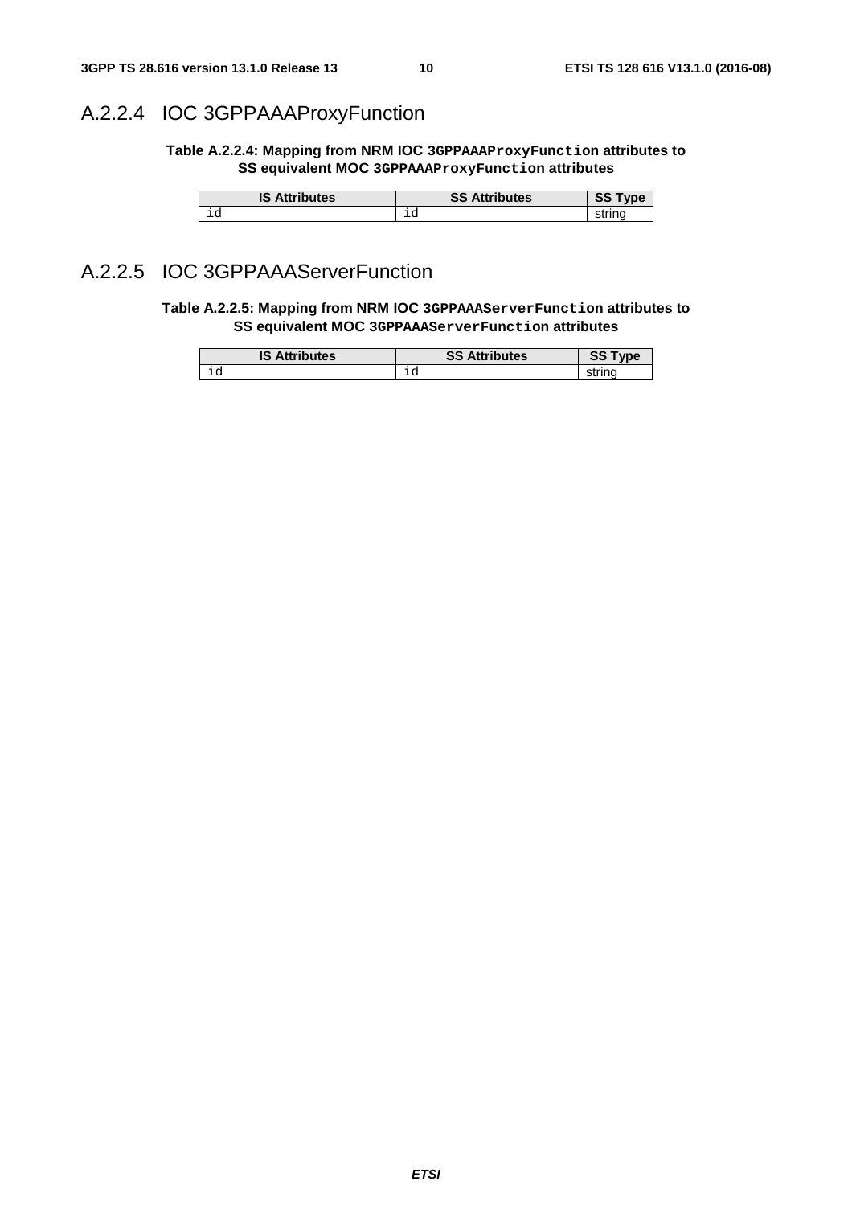### A.2.2.4 IOC 3GPPAAAProxyFunction

**Table A.2.2.4: Mapping from NRM IOC `3GPPAAAProxyFunction` attributes to SS equivalent MOC `3GPPAAAProxyFunction` attributes**

| IS Attributes | SS Attributes | SS Type |
|---|---|---|
| `id` | `id` | string |

### A.2.2.5 IOC 3GPPAAAServerFunction

**Table A.2.2.5: Mapping from NRM IOC `3GPPAAAServerFunction` attributes to SS equivalent MOC `3GPPAAAServerFunction` attributes**

| IS Attributes | SS Attributes | SS Type |
|---|---|---|
| `id` | `id` | string |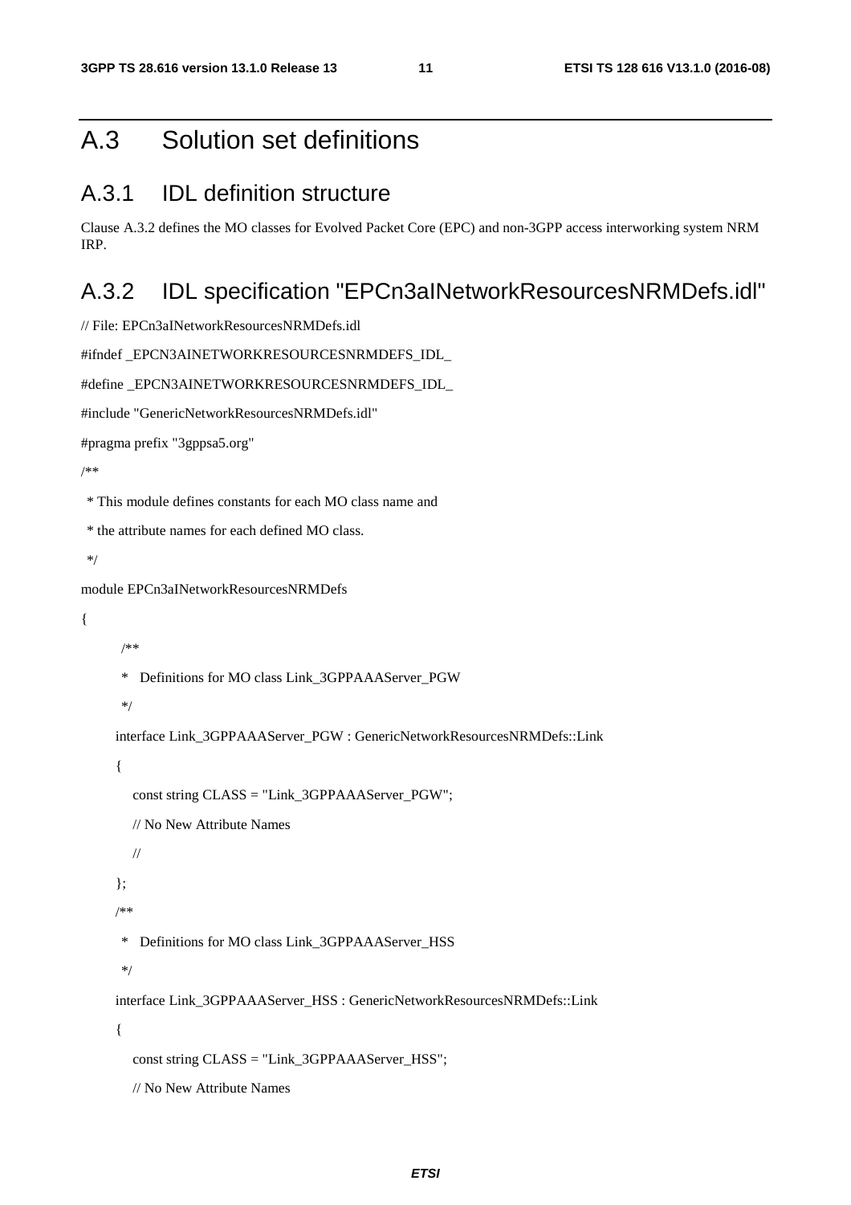# A.3 Solution set definitions

## A.3.1 IDL definition structure

Clause A.3.2 defines the MO classes for Evolved Packet Core (EPC) and non-3GPP access interworking system NRM IRP.

## A.3.2 IDL specification "EPCn3aINetworkResourcesNRMDefs.idl"

```
// File: EPCn3aINetworkResourcesNRMDefs.idl

#ifndef _EPCN3AINETWORKRESOURCESNRMDEFS_IDL_

#define _EPCN3AINETWORKRESOURCESNRMDEFS_IDL_

#include "GenericNetworkResourcesNRMDefs.idl"

#pragma prefix "3gppsa5.org"

/**

 * This module defines constants for each MO class name and

 * the attribute names for each defined MO class.

 */

module EPCn3aINetworkResourcesNRMDefs

{

      /**

       *  Definitions for MO class Link_3GPPAAAServer_PGW

       */

     interface Link_3GPPAAAServer_PGW : GenericNetworkResourcesNRMDefs::Link

     {

        const string CLASS = "Link_3GPPAAAServer_PGW";

        // No New Attribute Names

        //

     };

     /**

      *  Definitions for MO class Link_3GPPAAAServer_HSS

      */

     interface Link_3GPPAAAServer_HSS : GenericNetworkResourcesNRMDefs::Link

     {

        const string CLASS = "Link_3GPPAAAServer_HSS";

        // No New Attribute Names
```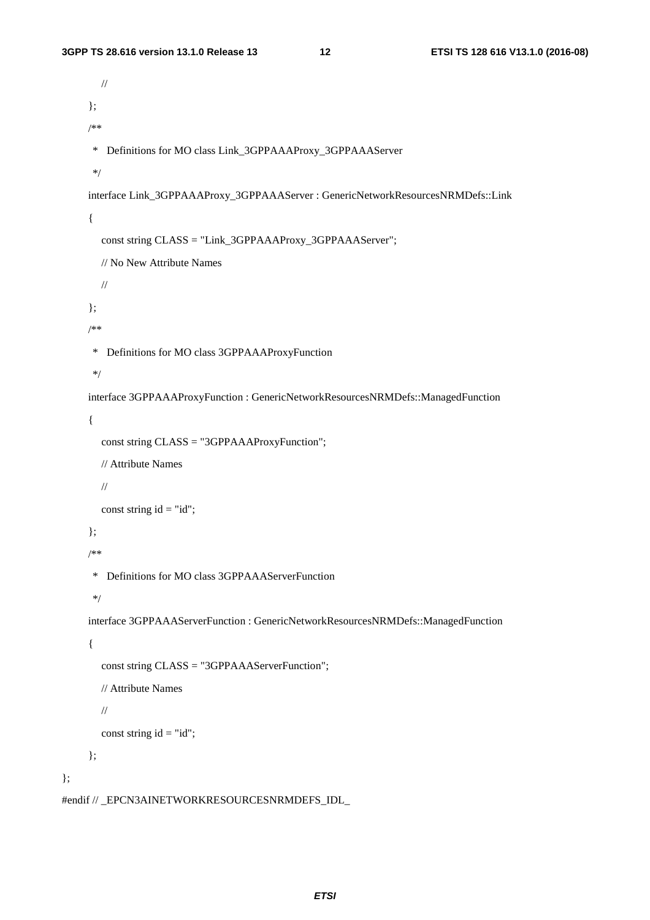```
        //
    };
    /**
     *  Definitions for MO class Link_3GPPAAAProxy_3GPPAAAServer
     */
    interface Link_3GPPAAAProxy_3GPPAAAServer : GenericNetworkResourcesNRMDefs::Link
    {
        const string CLASS = "Link_3GPPAAAProxy_3GPPAAAServer";
        // No New Attribute Names
        //
    };
    /**
     *  Definitions for MO class 3GPPAAAProxyFunction
     */
    interface 3GPPAAAProxyFunction : GenericNetworkResourcesNRMDefs::ManagedFunction
    {
        const string CLASS = "3GPPAAAProxyFunction";
        // Attribute Names
        //
        const string id = "id";
    };
    /**
     *  Definitions for MO class 3GPPAAAServerFunction
     */
    interface 3GPPAAAServerFunction : GenericNetworkResourcesNRMDefs::ManagedFunction
    {
        const string CLASS = "3GPPAAAServerFunction";
        // Attribute Names
        //
        const string id = "id";
    };
};
#endif // _EPCN3AINETWORKRESOURCESNRMDEFS_IDL_
```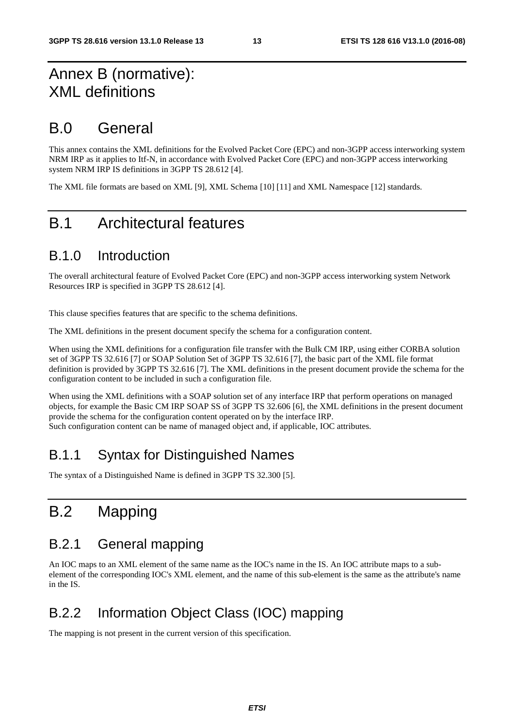# Annex B (normative): XML definitions

# B.0 General

This annex contains the XML definitions for the Evolved Packet Core (EPC) and non-3GPP access interworking system NRM IRP as it applies to Itf-N, in accordance with Evolved Packet Core (EPC) and non-3GPP access interworking system NRM IRP IS definitions in 3GPP TS 28.612 [4].

The XML file formats are based on XML [9], XML Schema [10] [11] and XML Namespace [12] standards.

# B.1 Architectural features

## B.1.0 Introduction

The overall architectural feature of Evolved Packet Core (EPC) and non-3GPP access interworking system Network Resources IRP is specified in 3GPP TS 28.612 [4].

This clause specifies features that are specific to the schema definitions.

The XML definitions in the present document specify the schema for a configuration content.

When using the XML definitions for a configuration file transfer with the Bulk CM IRP, using either CORBA solution set of 3GPP TS 32.616 [7] or SOAP Solution Set of 3GPP TS 32.616 [7], the basic part of the XML file format definition is provided by 3GPP TS 32.616 [7]. The XML definitions in the present document provide the schema for the configuration content to be included in such a configuration file.

When using the XML definitions with a SOAP solution set of any interface IRP that perform operations on managed objects, for example the Basic CM IRP SOAP SS of 3GPP TS 32.606 [6], the XML definitions in the present document provide the schema for the configuration content operated on by the interface IRP.
Such configuration content can be name of managed object and, if applicable, IOC attributes.

## B.1.1 Syntax for Distinguished Names

The syntax of a Distinguished Name is defined in 3GPP TS 32.300 [5].

# B.2 Mapping

## B.2.1 General mapping

An IOC maps to an XML element of the same name as the IOC's name in the IS. An IOC attribute maps to a sub-element of the corresponding IOC's XML element, and the name of this sub-element is the same as the attribute's name in the IS.

## B.2.2 Information Object Class (IOC) mapping

The mapping is not present in the current version of this specification.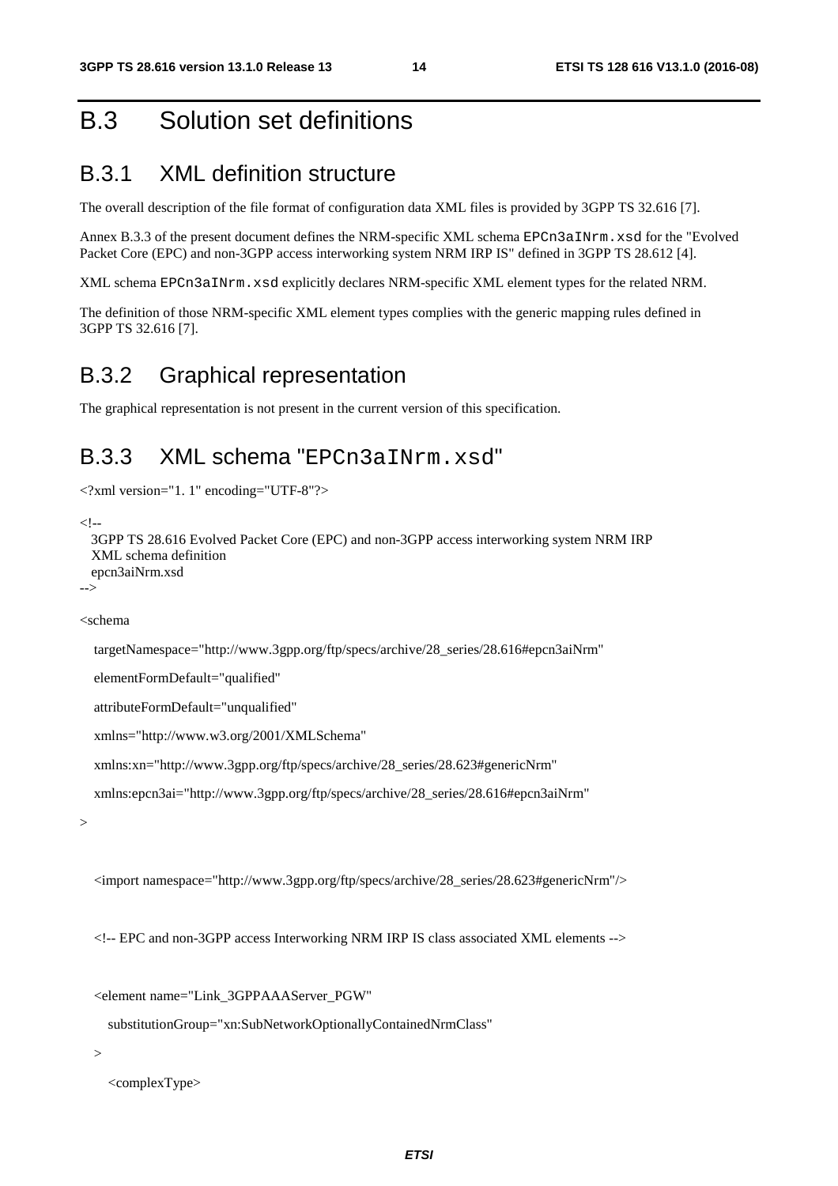# B.3 Solution set definitions

## B.3.1 XML definition structure

The overall description of the file format of configuration data XML files is provided by 3GPP TS 32.616 [7].

Annex B.3.3 of the present document defines the NRM-specific XML schema `EPCn3aINrm.xsd` for the "Evolved Packet Core (EPC) and non-3GPP access interworking system NRM IRP IS" defined in 3GPP TS 28.612 [4].

XML schema `EPCn3aINrm.xsd` explicitly declares NRM-specific XML element types for the related NRM.

The definition of those NRM-specific XML element types complies with the generic mapping rules defined in 3GPP TS 32.616 [7].

## B.3.2 Graphical representation

The graphical representation is not present in the current version of this specification.

## B.3.3 XML schema "EPCn3aINrm.xsd"

```
<?xml version="1. 1" encoding="UTF-8"?>

<!--
  3GPP TS 28.616 Evolved Packet Core (EPC) and non-3GPP access interworking system NRM IRP
  XML schema definition
  epcn3aiNrm.xsd
-->

<schema

   targetNamespace="http://www.3gpp.org/ftp/specs/archive/28_series/28.616#epcn3aiNrm"

   elementFormDefault="qualified"

   attributeFormDefault="unqualified"

   xmlns="http://www.w3.org/2001/XMLSchema"

   xmlns:xn="http://www.3gpp.org/ftp/specs/archive/28_series/28.623#genericNrm"

   xmlns:epcn3ai="http://www.3gpp.org/ftp/specs/archive/28_series/28.616#epcn3aiNrm"

>


   <import namespace="http://www.3gpp.org/ftp/specs/archive/28_series/28.623#genericNrm"/>


   <!-- EPC and non-3GPP access Interworking NRM IRP IS class associated XML elements -->


   <element name="Link_3GPPAAAServer_PGW"

      substitutionGroup="xn:SubNetworkOptionallyContainedNrmClass"

   >

      <complexType>
```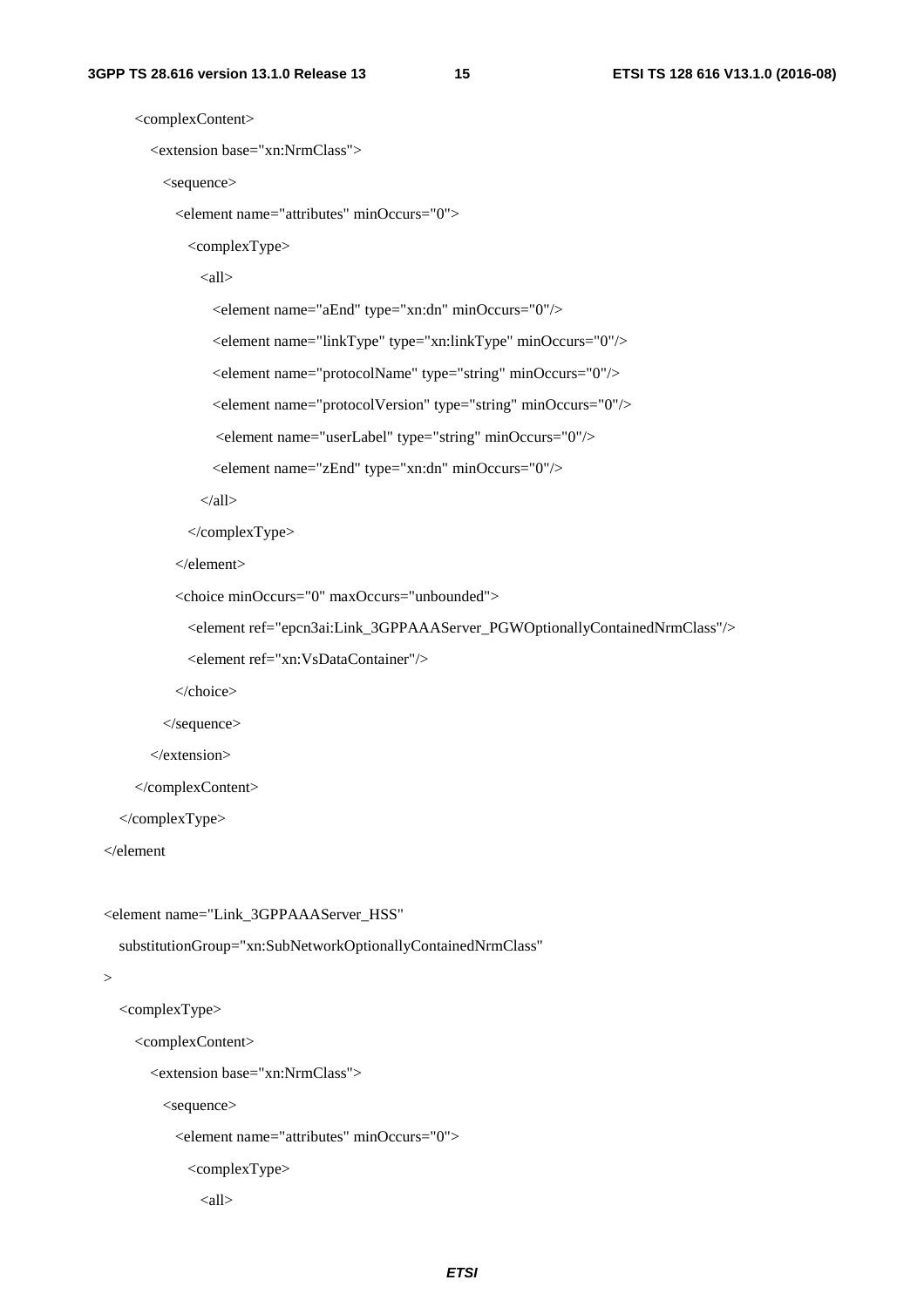```
        <complexContent>
          <extension base="xn:NrmClass">
            <sequence>
              <element name="attributes" minOccurs="0">
                <complexType>
                  <all>
                    <element name="aEnd" type="xn:dn" minOccurs="0"/>
                    <element name="linkType" type="xn:linkType" minOccurs="0"/>
                    <element name="protocolName" type="string" minOccurs="0"/>
                    <element name="protocolVersion" type="string" minOccurs="0"/>
                     <element name="userLabel" type="string" minOccurs="0"/>
                    <element name="zEnd" type="xn:dn" minOccurs="0"/>
                  </all>
                </complexType>
              </element>
              <choice minOccurs="0" maxOccurs="unbounded">
                <element ref="epcn3ai:Link_3GPPAAAServer_PGWOptionallyContainedNrmClass"/>
                <element ref="xn:VsDataContainer"/>
              </choice>
            </sequence>
          </extension>
        </complexContent>
      </complexType>
    </element

    <element name="Link_3GPPAAAServer_HSS"
      substitutionGroup="xn:SubNetworkOptionallyContainedNrmClass"
    >
      <complexType>
        <complexContent>
          <extension base="xn:NrmClass">
            <sequence>
              <element name="attributes" minOccurs="0">
                <complexType>
                  <all>
```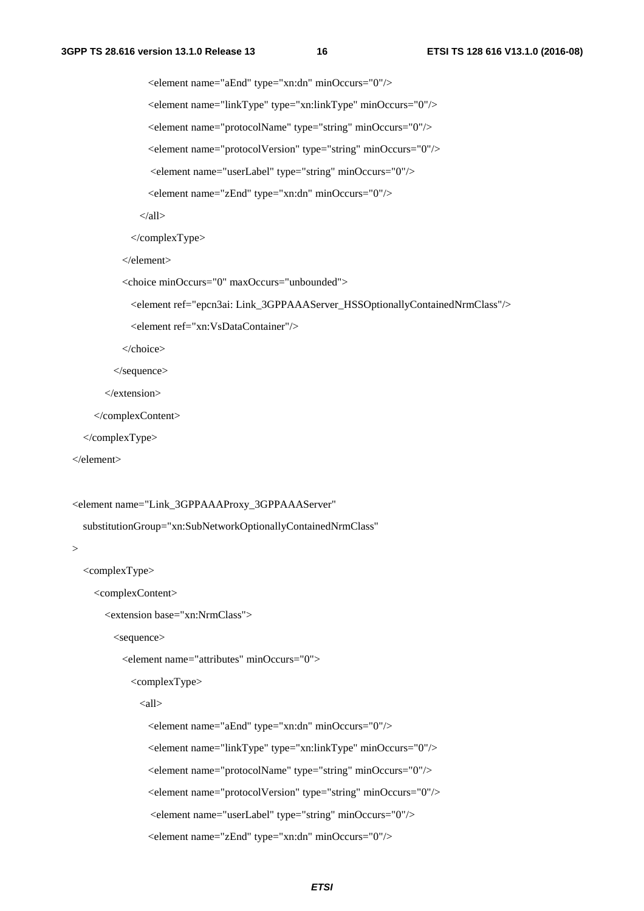```
                <element name="aEnd" type="xn:dn" minOccurs="0"/>
                <element name="linkType" type="xn:linkType" minOccurs="0"/>
                <element name="protocolName" type="string" minOccurs="0"/>
                <element name="protocolVersion" type="string" minOccurs="0"/>
                 <element name="userLabel" type="string" minOccurs="0"/>
                <element name="zEnd" type="xn:dn" minOccurs="0"/>
              </all>
            </complexType>
          </element>
          <choice minOccurs="0" maxOccurs="unbounded">
            <element ref="epcn3ai: Link_3GPPAAAServer_HSSOptionallyContainedNrmClass"/>
            <element ref="xn:VsDataContainer"/>
          </choice>
        </sequence>
      </extension>
    </complexContent>
  </complexType>
</element>

<element name="Link_3GPPAAAProxy_3GPPAAAServer"
  substitutionGroup="xn:SubNetworkOptionallyContainedNrmClass"
>
  <complexType>
    <complexContent>
      <extension base="xn:NrmClass">
        <sequence>
          <element name="attributes" minOccurs="0">
            <complexType>
              <all>
                <element name="aEnd" type="xn:dn" minOccurs="0"/>
                <element name="linkType" type="xn:linkType" minOccurs="0"/>
                <element name="protocolName" type="string" minOccurs="0"/>
                <element name="protocolVersion" type="string" minOccurs="0"/>
                 <element name="userLabel" type="string" minOccurs="0"/>
                <element name="zEnd" type="xn:dn" minOccurs="0"/>
```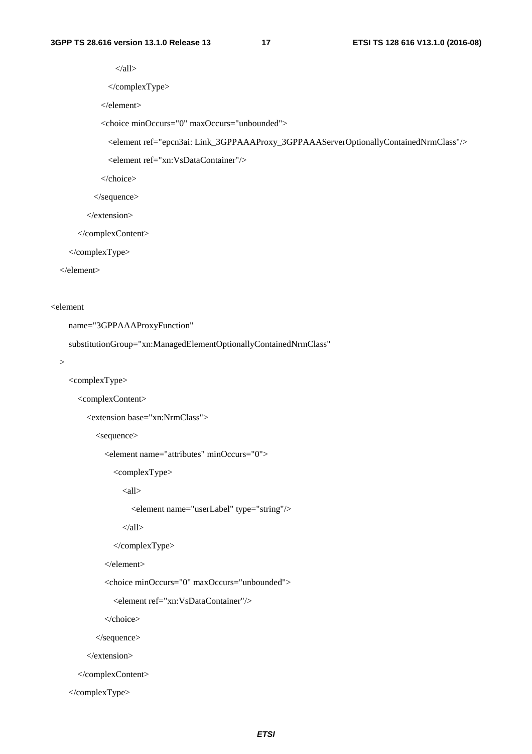```
              </all>
            </complexType>
          </element>
          <choice minOccurs="0" maxOccurs="unbounded">
            <element ref="epcn3ai: Link_3GPPAAAProxy_3GPPAAAServerOptionallyContainedNrmClass"/>
            <element ref="xn:VsDataContainer"/>
          </choice>
        </sequence>
      </extension>
    </complexContent>
  </complexType>
</element>

<element
    name="3GPPAAAProxyFunction"
    substitutionGroup="xn:ManagedElementOptionallyContainedNrmClass"
  >
    <complexType>
      <complexContent>
        <extension base="xn:NrmClass">
          <sequence>
            <element name="attributes" minOccurs="0">
              <complexType>
                <all>
                  <element name="userLabel" type="string"/>
                </all>
              </complexType>
            </element>
            <choice minOccurs="0" maxOccurs="unbounded">
              <element ref="xn:VsDataContainer"/>
            </choice>
          </sequence>
        </extension>
      </complexContent>
    </complexType>
```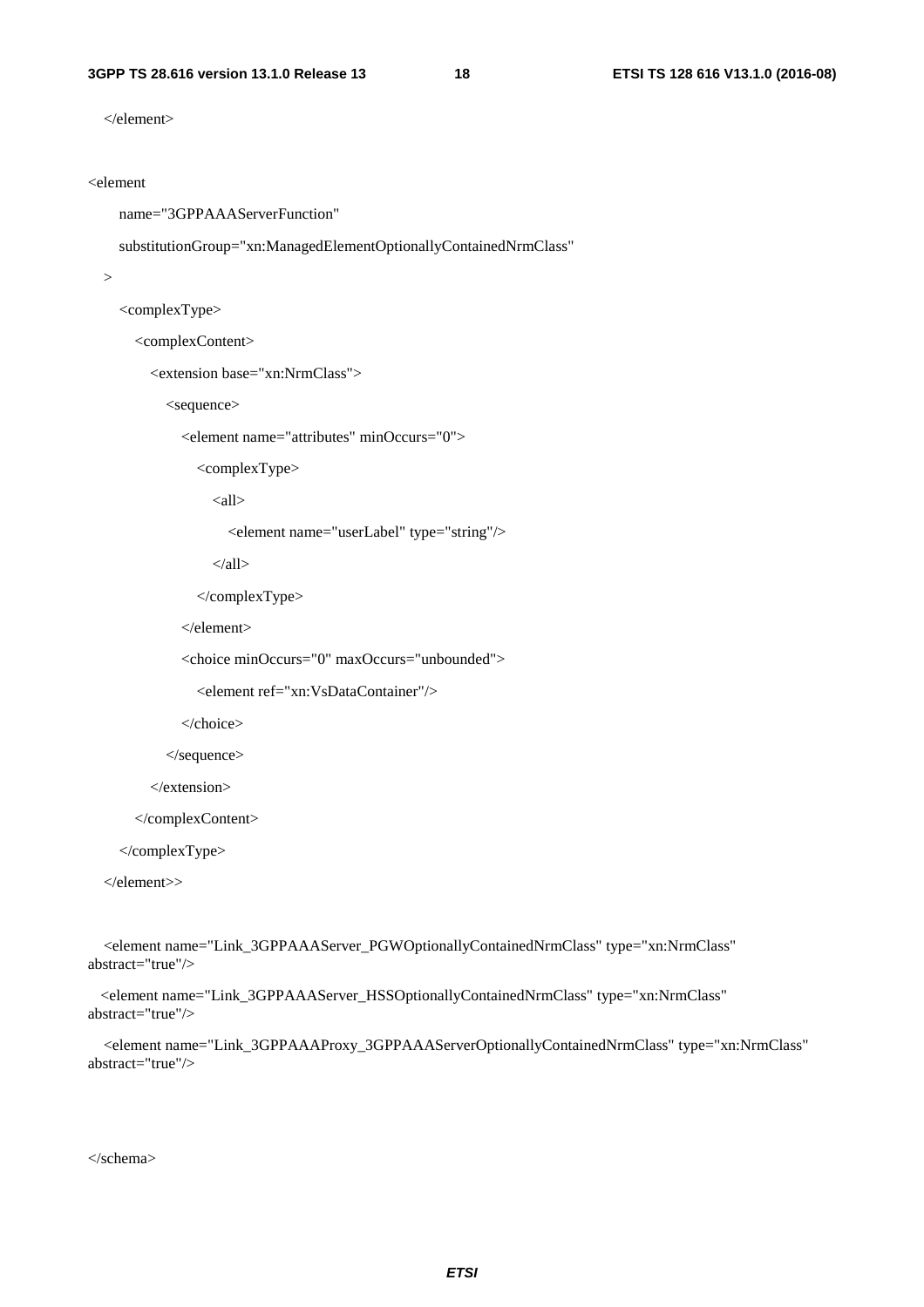```
    </element>

<element
      name="3GPPAAAServerFunction"
      substitutionGroup="xn:ManagedElementOptionallyContainedNrmClass"
   >
      <complexType>
         <complexContent>
            <extension base="xn:NrmClass">
               <sequence>
                  <element name="attributes" minOccurs="0">
                     <complexType>
                        <all>
                           <element name="userLabel" type="string"/>
                        </all>
                     </complexType>
                  </element>
                  <choice minOccurs="0" maxOccurs="unbounded">
                     <element ref="xn:VsDataContainer"/>
                  </choice>
               </sequence>
            </extension>
         </complexContent>
      </complexType>
   </element>>

   <element name="Link_3GPPAAAServer_PGWOptionallyContainedNrmClass" type="xn:NrmClass"
abstract="true"/>

   <element name="Link_3GPPAAAServer_HSSOptionallyContainedNrmClass" type="xn:NrmClass"
abstract="true"/>

   <element name="Link_3GPPAAAProxy_3GPPAAAServerOptionallyContainedNrmClass" type="xn:NrmClass"
abstract="true"/>

</schema>
```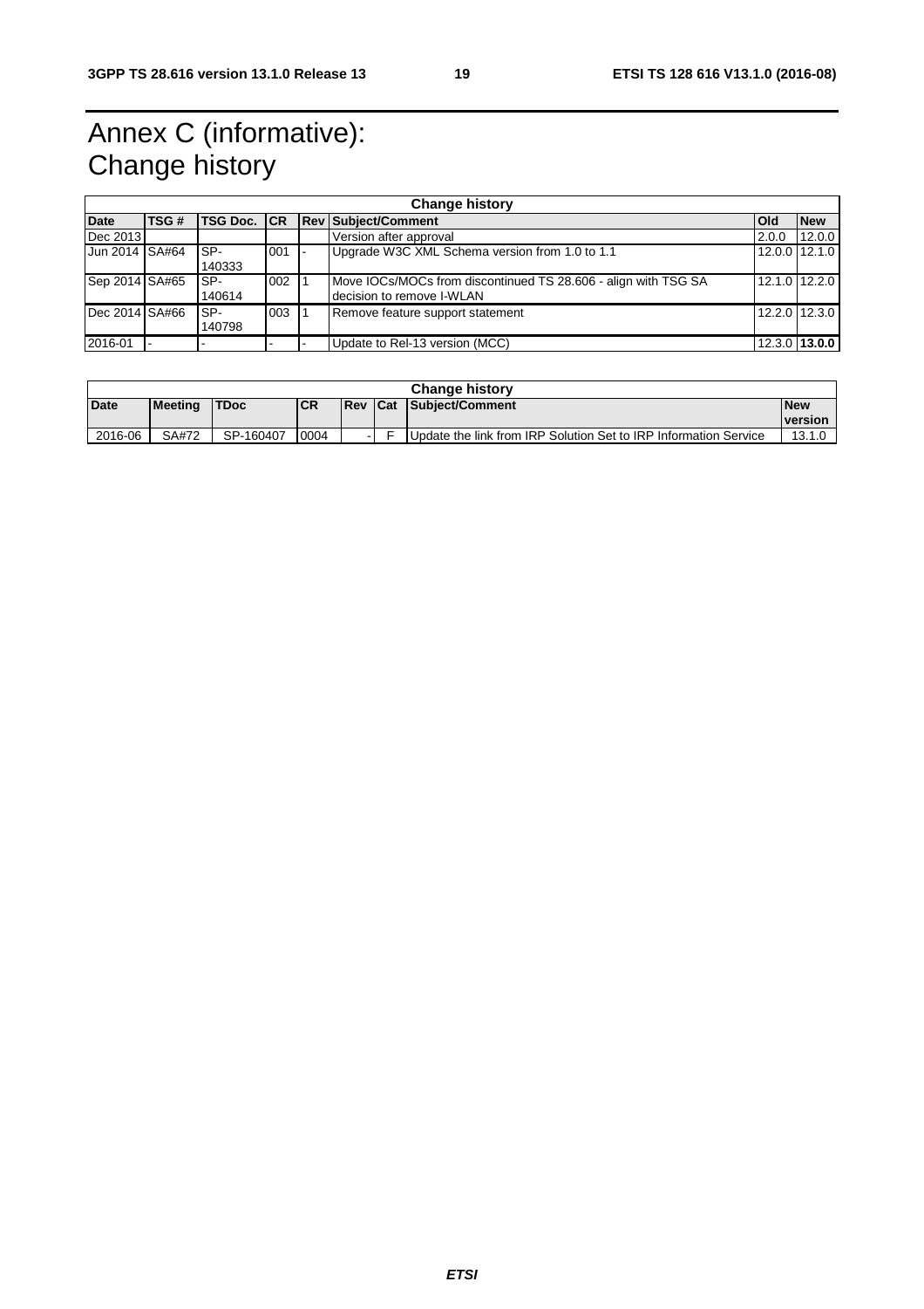# Annex C (informative): Change history

| Change history | | | | | | | |
|---|---|---|---|---|---|---|---|
| **Date** | **TSG #** | **TSG Doc.** | **CR** | **Rev** | **Subject/Comment** | **Old** | **New** |
| Dec 2013 | | | | | Version after approval | 2.0.0 | 12.0.0 |
| Jun 2014 | SA#64 | SP-140333 | 001 | - | Upgrade W3C XML Schema version from 1.0 to 1.1 | 12.0.0 | 12.1.0 |
| Sep 2014 | SA#65 | SP-140614 | 002 | 1 | Move IOCs/MOCs from discontinued TS 28.606 - align with TSG SA decision to remove I-WLAN | 12.1.0 | 12.2.0 |
| Dec 2014 | SA#66 | SP-140798 | 003 | 1 | Remove feature support statement | 12.2.0 | 12.3.0 |
| 2016-01 | - | - | - | - | Update to Rel-13 version (MCC) | 12.3.0 | **13.0.0** |

| Change history | | | | | | | |
|---|---|---|---|---|---|---|---|
| **Date** | **Meeting** | **TDoc** | **CR** | **Rev** | **Cat** | **Subject/Comment** | **New version** |
| 2016-06 | SA#72 | SP-160407 | 0004 | - | F | Update the link from IRP Solution Set to IRP Information Service | 13.1.0 |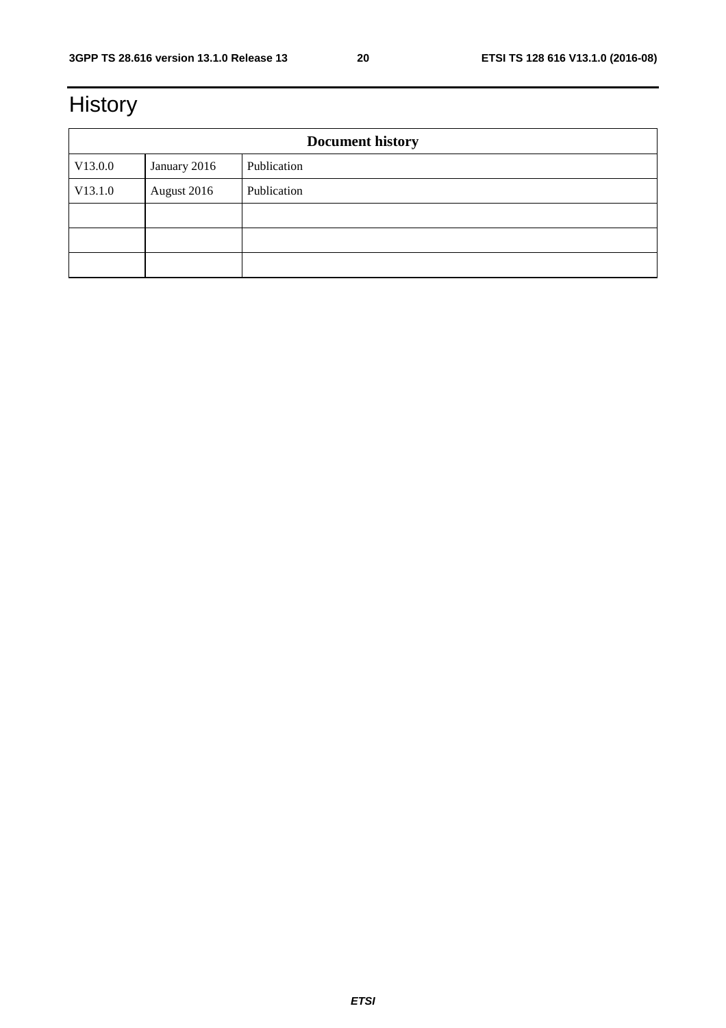# History

| Document history | | |
|---|---|---|
| V13.0.0 | January 2016 | Publication |
| V13.1.0 | August 2016 | Publication |
| | | |
| | | |
| | | |